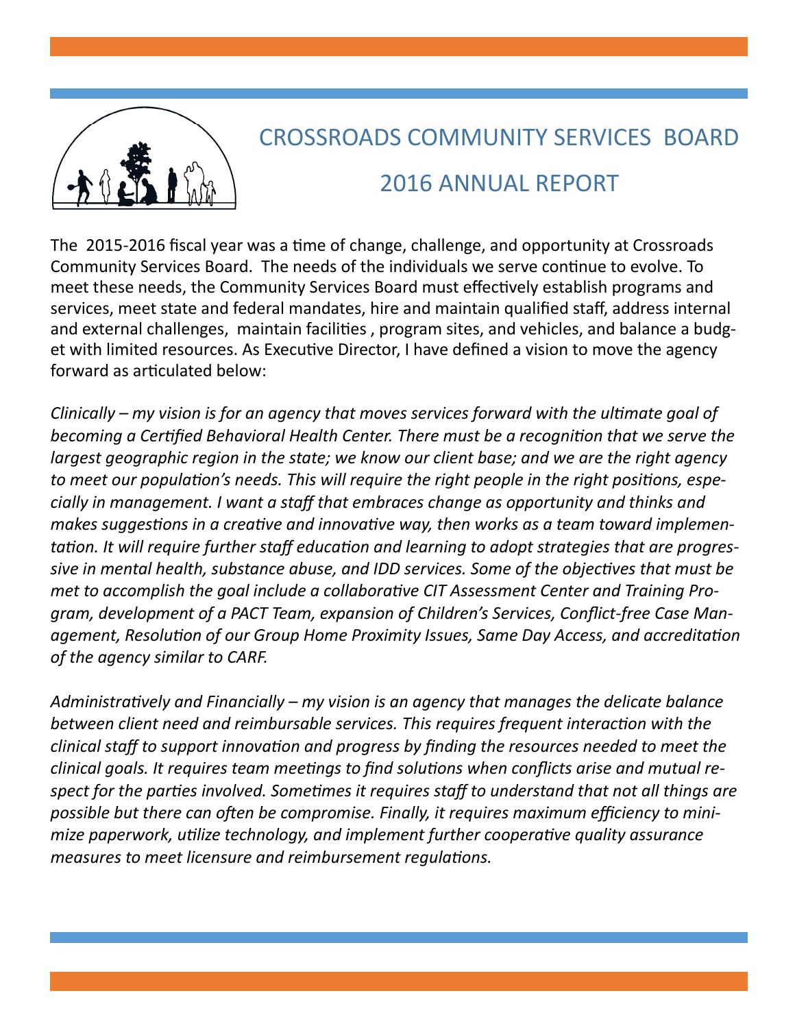# CROSSROADS COMMUNITY SERVICES BOARD

## 2016 ANNUAL REPORT

The 2015-2016 fiscal year was a time of change, challenge, and opportunity at Crossroads Community Services Board. The needs of the individuals we serve continue to evolve. To meet these needs, the Community Services Board must effectively establish programs and services, meet state and federal mandates, hire and maintain qualified staff, address internal and external challenges, maintain facilities , program sites, and vehicles, and balance a budget with limited resources. As Executive Director, I have defined a vision to move the agency forward as articulated below:

*Clinically – my vision is for an agency that moves services forward with the ultimate goal of becoming a Certified Behavioral Health Center. There must be a recognition that we serve the largest geographic region in the state; we know our client base; and we are the right agency to meet our population's needs. This will require the right people in the right positions, especially in management. I want a staff that embraces change as opportunity and thinks and makes suggestions in a creative and innovative way, then works as a team toward implementation. It will require further staff education and learning to adopt strategies that are progressive in mental health, substance abuse, and IDD services. Some of the objectives that must be met to accomplish the goal include a collaborative CIT Assessment Center and Training Program, development of a PACT Team, expansion of Children's Services, Conflict-free Case Management, Resolution of our Group Home Proximity Issues, Same Day Access, and accreditation of the agency similar to CARF.*

*Administratively and Financially – my vision is an agency that manages the delicate balance between client need and reimbursable services. This requires frequent interaction with the clinical staff to support innovation and progress by finding the resources needed to meet the clinical goals. It requires team meetings to find solutions when conflicts arise and mutual respect for the parties involved. Sometimes it requires staff to understand that not all things are possible but there can often be compromise. Finally, it requires maximum efficiency to minimize paperwork, utilize technology, and implement further cooperative quality assurance measures to meet licensure and reimbursement regulations.*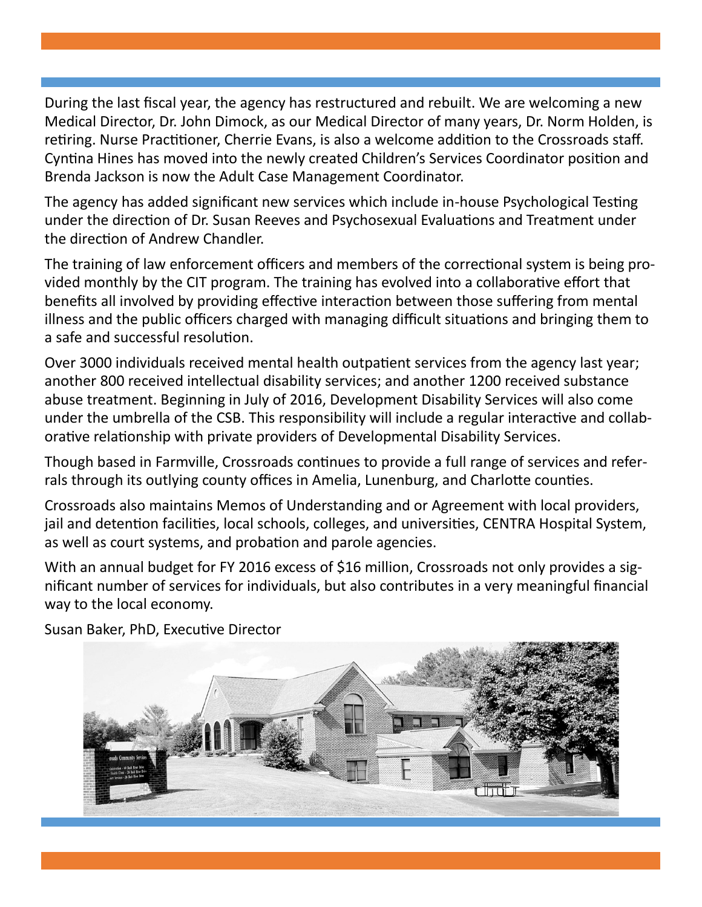During the last fiscal year, the agency has restructured and rebuilt. We are welcoming a new Medical Director, Dr. John Dimock, as our Medical Director of many years, Dr. Norm Holden, is retiring. Nurse Practitioner, Cherrie Evans, is also a welcome addition to the Crossroads staff. Cyntina Hines has moved into the newly created Children's Services Coordinator position and Brenda Jackson is now the Adult Case Management Coordinator.

The agency has added significant new services which include in-house Psychological Testing under the direction of Dr. Susan Reeves and Psychosexual Evaluations and Treatment under the direction of Andrew Chandler.

The training of law enforcement officers and members of the correctional system is being provided monthly by the CIT program. The training has evolved into a collaborative effort that benefits all involved by providing effective interaction between those suffering from mental illness and the public officers charged with managing difficult situations and bringing them to a safe and successful resolution.

Over 3000 individuals received mental health outpatient services from the agency last year; another 800 received intellectual disability services; and another 1200 received substance abuse treatment. Beginning in July of 2016, Development Disability Services will also come under the umbrella of the CSB. This responsibility will include a regular interactive and collaborative relationship with private providers of Developmental Disability Services.

Though based in Farmville, Crossroads continues to provide a full range of services and referrals through its outlying county offices in Amelia, Lunenburg, and Charlotte counties.

Crossroads also maintains Memos of Understanding and or Agreement with local providers, jail and detention facilities, local schools, colleges, and universities, CENTRA Hospital System, as well as court systems, and probation and parole agencies.

With an annual budget for FY 2016 excess of $16 million, Crossroads not only provides a significant number of services for individuals, but also contributes in a very meaningful financial way to the local economy.

Susan Baker, PhD, Executive Director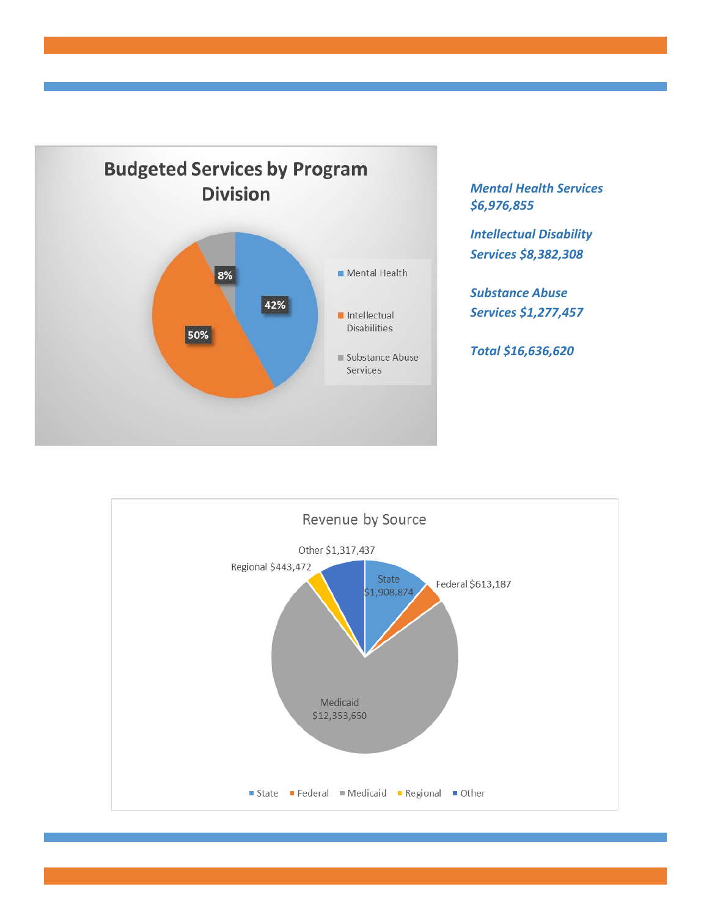Budgeted Services by Program Division

8%

42%

50%

Mental Health

Intellectual Disabilities

Substance Abuse Services

***Mental Health Services $6,976,855***

***Intellectual Disability Services $8,382,308***

***Substance Abuse Services $1,277,457***

***Total $16,636,620***

Revenue by Source

Other $1,317,437

Regional $443,472

State $1,908,874

Federal $613,187

Medicaid $12,353,650

State Federal Medicaid Regional Other